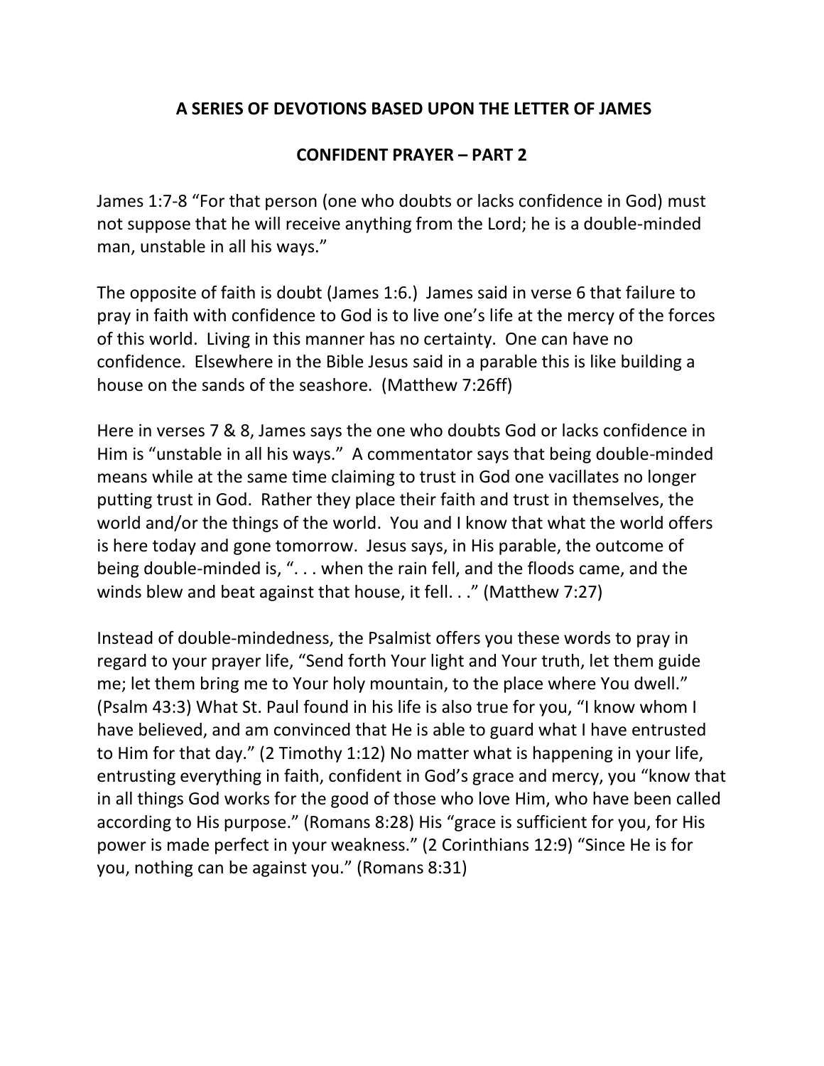**A SERIES OF DEVOTIONS BASED UPON THE LETTER OF JAMES**

**CONFIDENT PRAYER – PART 2**

James 1:7-8 "For that person (one who doubts or lacks confidence in God) must not suppose that he will receive anything from the Lord; he is a double-minded man, unstable in all his ways."

The opposite of faith is doubt (James 1:6.) James said in verse 6 that failure to pray in faith with confidence to God is to live one's life at the mercy of the forces of this world. Living in this manner has no certainty. One can have no confidence. Elsewhere in the Bible Jesus said in a parable this is like building a house on the sands of the seashore. (Matthew 7:26ff)

Here in verses 7 & 8, James says the one who doubts God or lacks confidence in Him is "unstable in all his ways." A commentator says that being double-minded means while at the same time claiming to trust in God one vacillates no longer putting trust in God. Rather they place their faith and trust in themselves, the world and/or the things of the world. You and I know that what the world offers is here today and gone tomorrow. Jesus says, in His parable, the outcome of being double-minded is, ". . . when the rain fell, and the floods came, and the winds blew and beat against that house, it fell. . ." (Matthew 7:27)

Instead of double-mindedness, the Psalmist offers you these words to pray in regard to your prayer life, "Send forth Your light and Your truth, let them guide me; let them bring me to Your holy mountain, to the place where You dwell." (Psalm 43:3) What St. Paul found in his life is also true for you, "I know whom I have believed, and am convinced that He is able to guard what I have entrusted to Him for that day." (2 Timothy 1:12) No matter what is happening in your life, entrusting everything in faith, confident in God's grace and mercy, you "know that in all things God works for the good of those who love Him, who have been called according to His purpose." (Romans 8:28) His "grace is sufficient for you, for His power is made perfect in your weakness." (2 Corinthians 12:9) "Since He is for you, nothing can be against you." (Romans 8:31)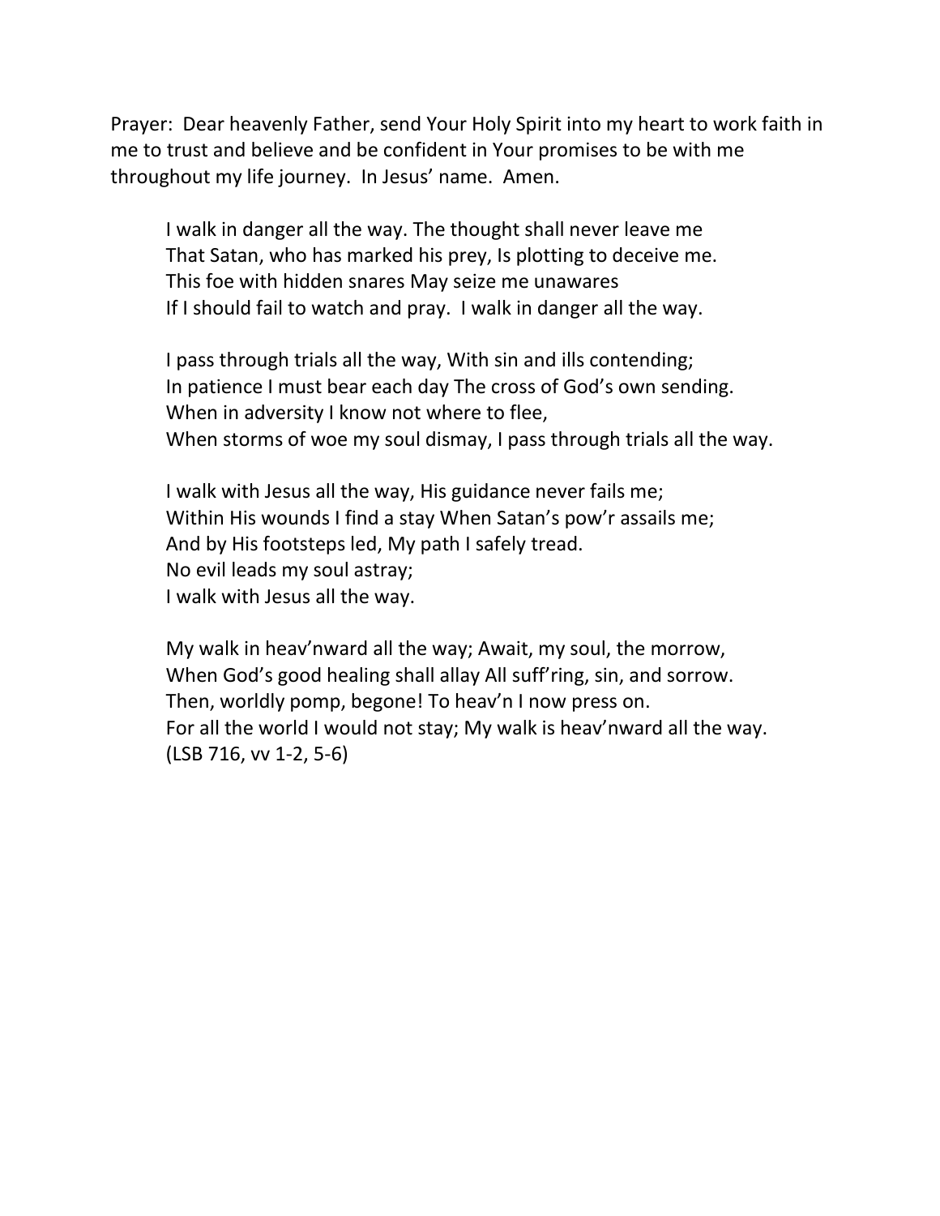Prayer: Dear heavenly Father, send Your Holy Spirit into my heart to work faith in me to trust and believe and be confident in Your promises to be with me throughout my life journey. In Jesus' name. Amen.

I walk in danger all the way. The thought shall never leave me  
That Satan, who has marked his prey, Is plotting to deceive me.  
This foe with hidden snares May seize me unawares  
If I should fail to watch and pray. I walk in danger all the way.

I pass through trials all the way, With sin and ills contending;  
In patience I must bear each day The cross of God's own sending.  
When in adversity I know not where to flee,  
When storms of woe my soul dismay, I pass through trials all the way.

I walk with Jesus all the way, His guidance never fails me;  
Within His wounds I find a stay When Satan's pow'r assails me;  
And by His footsteps led, My path I safely tread.  
No evil leads my soul astray;  
I walk with Jesus all the way.

My walk in heav'nward all the way; Await, my soul, the morrow,  
When God's good healing shall allay All suff'ring, sin, and sorrow.  
Then, worldly pomp, begone! To heav'n I now press on.  
For all the world I would not stay; My walk is heav'nward all the way.  
(LSB 716, vv 1-2, 5-6)